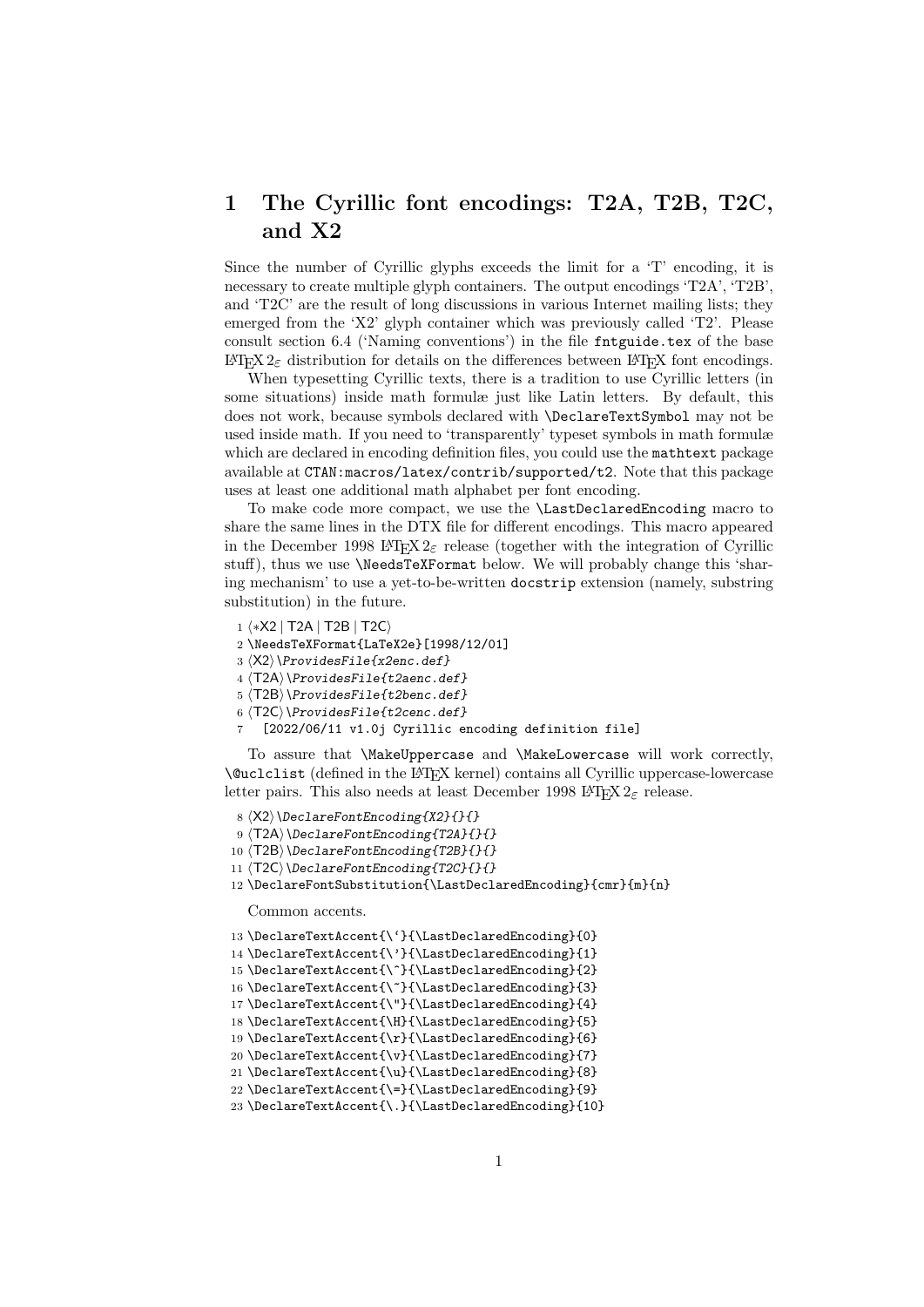# 1 The Cyrillic font encodings: T2A, T2B, T2C, and X2

Since the number of Cyrillic glyphs exceeds the limit for a 'T' encoding, it is necessary to create multiple glyph containers. The output encodings 'T2A', 'T2B', and 'T2C' are the result of long discussions in various Internet mailing lists; they emerged from the 'X2' glyph container which was previously called 'T2'. Please consult section 6.4 ('Naming conventions') in the file `fntguide.tex` of the base LaTeX $2_\varepsilon$ distribution for details on the differences between LaTeX font encodings.

When typesetting Cyrillic texts, there is a tradition to use Cyrillic letters (in some situations) inside math formulæ just like Latin letters. By default, this does not work, because symbols declared with `\DeclareTextSymbol` may not be used inside math. If you need to 'transparently' typeset symbols in math formulæ which are declared in encoding definition files, you could use the `mathtext` package available at `CTAN:macros/latex/contrib/supported/t2`. Note that this package uses at least one additional math alphabet per font encoding.

To make code more compact, we use the `\LastDeclaredEncoding` macro to share the same lines in the DTX file for different encodings. This macro appeared in the December 1998 LaTeX $2_\varepsilon$ release (together with the integration of Cyrillic stuff), thus we use `\NeedsTeXFormat` below. We will probably change this 'sharing mechanism' to use a yet-to-be-written `docstrip` extension (namely, substring substitution) in the future.

```
 1 ⟨*X2 | T2A | T2B | T2C⟩
 2 \NeedsTeXFormat{LaTeX2e}[1998/12/01]
 3 ⟨X2⟩\ProvidesFile{x2enc.def}
 4 ⟨T2A⟩\ProvidesFile{t2aenc.def}
 5 ⟨T2B⟩\ProvidesFile{t2benc.def}
 6 ⟨T2C⟩\ProvidesFile{t2cenc.def}
 7   [2022/06/11 v1.0j Cyrillic encoding definition file]
```

To assure that `\MakeUppercase` and `\MakeLowercase` will work correctly, `\@uclclist` (defined in the LaTeX kernel) contains all Cyrillic uppercase-lowercase letter pairs. This also needs at least December 1998 LaTeX $2_\varepsilon$ release.

```
 8 ⟨X2⟩\DeclareFontEncoding{X2}{}{}
 9 ⟨T2A⟩\DeclareFontEncoding{T2A}{}{}
10 ⟨T2B⟩\DeclareFontEncoding{T2B}{}{}
11 ⟨T2C⟩\DeclareFontEncoding{T2C}{}{}
12 \DeclareFontSubstitution{\LastDeclaredEncoding}{cmr}{m}{n}
```

Common accents.

```
13 \DeclareTextAccent{\`}{\LastDeclaredEncoding}{0}
14 \DeclareTextAccent{\'}{\LastDeclaredEncoding}{1}
15 \DeclareTextAccent{\^}{\LastDeclaredEncoding}{2}
16 \DeclareTextAccent{\~}{\LastDeclaredEncoding}{3}
17 \DeclareTextAccent{\"}{\LastDeclaredEncoding}{4}
18 \DeclareTextAccent{\H}{\LastDeclaredEncoding}{5}
19 \DeclareTextAccent{\r}{\LastDeclaredEncoding}{6}
20 \DeclareTextAccent{\v}{\LastDeclaredEncoding}{7}
21 \DeclareTextAccent{\u}{\LastDeclaredEncoding}{8}
22 \DeclareTextAccent{\=}{\LastDeclaredEncoding}{9}
23 \DeclareTextAccent{\.}{\LastDeclaredEncoding}{10}
```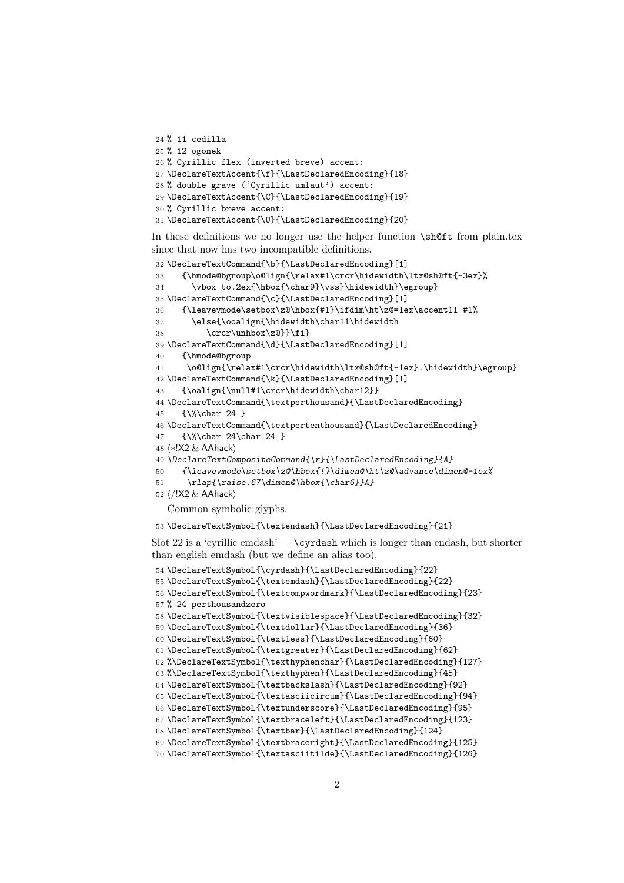```
24 % 11 cedilla
25 % 12 ogonek
26 % Cyrillic flex (inverted breve) accent:
27 \DeclareTextAccent{\f}{\LastDeclaredEncoding}{18}
28 % double grave (`Cyrillic umlaut') accent:
29 \DeclareTextAccent{\C}{\LastDeclaredEncoding}{19}
30 % Cyrillic breve accent:
31 \DeclareTextAccent{\U}{\LastDeclaredEncoding}{20}
```

In these definitions we no longer use the helper function `\sh@ft` from plain.tex since that now has two incompatible definitions.

```
32 \DeclareTextCommand{\b}{\LastDeclaredEncoding}[1]
33    {\hmode@bgroup\o@lign{\relax#1\crcr\hidewidth\ltx@sh@ft{-3ex}%
34      \vbox to.2ex{\hbox{\char9}\vss}\hidewidth}\egroup}
35 \DeclareTextCommand{\c}{\LastDeclaredEncoding}[1]
36    {\leavevmode\setbox\z@\hbox{#1}\ifdim\ht\z@=1ex\accent11 #1%
37      \else{\ooalign{\hidewidth\char11\hidewidth
38        \crcr\unhbox\z@}}\fi}
39 \DeclareTextCommand{\d}{\LastDeclaredEncoding}[1]
40    {\hmode@bgroup
41     \o@lign{\relax#1\crcr\hidewidth\ltx@sh@ft{-1ex}.\hidewidth}\egroup}
42 \DeclareTextCommand{\k}{\LastDeclaredEncoding}[1]
43    {\oalign{\null#1\crcr\hidewidth\char12}}
44 \DeclareTextCommand{\textperthousand}{\LastDeclaredEncoding}
45    {\%\char 24 }
46 \DeclareTextCommand{\textpertenthousand}{\LastDeclaredEncoding}
47    {\%\char 24\char 24 }
48 <*!X2 & AAhack>
49 \DeclareTextCompositeCommand{\r}{\LastDeclaredEncoding}{A}
50    {\leavevmode\setbox\z@\hbox{!}\dimen@\ht\z@\advance\dimen@-1ex%
51     \rlap{\raise.67\dimen@\hbox{\char6}}A}
52 </!X2 & AAhack>
```

Common symbolic glyphs.

```
53 \DeclareTextSymbol{\textendash}{\LastDeclaredEncoding}{21}
```

Slot 22 is a 'cyrillic emdash' — `\cyrdash` which is longer than endash, but shorter than english emdash (but we define an alias too).

```
54 \DeclareTextSymbol{\cyrdash}{\LastDeclaredEncoding}{22}
55 \DeclareTextSymbol{\textemdash}{\LastDeclaredEncoding}{22}
56 \DeclareTextSymbol{\textcompwordmark}{\LastDeclaredEncoding}{23}
57 % 24 perthousandzero
58 \DeclareTextSymbol{\textvisiblespace}{\LastDeclaredEncoding}{32}
59 \DeclareTextSymbol{\textdollar}{\LastDeclaredEncoding}{36}
60 \DeclareTextSymbol{\textless}{\LastDeclaredEncoding}{60}
61 \DeclareTextSymbol{\textgreater}{\LastDeclaredEncoding}{62}
62 %\DeclareTextSymbol{\texthyphenchar}{\LastDeclaredEncoding}{127}
63 %\DeclareTextSymbol{\texthyphen}{\LastDeclaredEncoding}{45}
64 \DeclareTextSymbol{\textbackslash}{\LastDeclaredEncoding}{92}
65 \DeclareTextSymbol{\textasciicircum}{\LastDeclaredEncoding}{94}
66 \DeclareTextSymbol{\textunderscore}{\LastDeclaredEncoding}{95}
67 \DeclareTextSymbol{\textbraceleft}{\LastDeclaredEncoding}{123}
68 \DeclareTextSymbol{\textbar}{\LastDeclaredEncoding}{124}
69 \DeclareTextSymbol{\textbraceright}{\LastDeclaredEncoding}{125}
70 \DeclareTextSymbol{\textasciitilde}{\LastDeclaredEncoding}{126}
```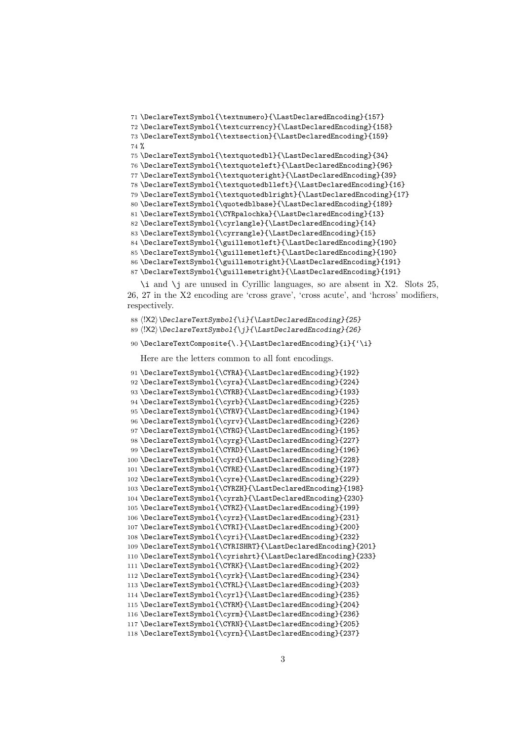```
71 \DeclareTextSymbol{\textnumero}{\LastDeclaredEncoding}{157}
72 \DeclareTextSymbol{\textcurrency}{\LastDeclaredEncoding}{158}
73 \DeclareTextSymbol{\textsection}{\LastDeclaredEncoding}{159}
74 %
75 \DeclareTextSymbol{\textquotedbl}{\LastDeclaredEncoding}{34}
76 \DeclareTextSymbol{\textquoteleft}{\LastDeclaredEncoding}{96}
77 \DeclareTextSymbol{\textquoteright}{\LastDeclaredEncoding}{39}
78 \DeclareTextSymbol{\textquotedblleft}{\LastDeclaredEncoding}{16}
79 \DeclareTextSymbol{\textquotedblright}{\LastDeclaredEncoding}{17}
80 \DeclareTextSymbol{\quotedblbase}{\LastDeclaredEncoding}{189}
81 \DeclareTextSymbol{\CYRpalochka}{\LastDeclaredEncoding}{13}
82 \DeclareTextSymbol{\cyrlangle}{\LastDeclaredEncoding}{14}
83 \DeclareTextSymbol{\cyrrangle}{\LastDeclaredEncoding}{15}
84 \DeclareTextSymbol{\guillemotleft}{\LastDeclaredEncoding}{190}
85 \DeclareTextSymbol{\guillemetleft}{\LastDeclaredEncoding}{190}
86 \DeclareTextSymbol{\guillemotright}{\LastDeclaredEncoding}{191}
87 \DeclareTextSymbol{\guillemetright}{\LastDeclaredEncoding}{191}
```

\i and \j are unused in Cyrillic languages, so are absent in X2. Slots 25, 26, 27 in the X2 encoding are 'cross grave', 'cross acute', and 'hcross' modifiers, respectively.

```
88 ⟨!X2⟩\DeclareTextSymbol{\i}{\LastDeclaredEncoding}{25}
89 ⟨!X2⟩\DeclareTextSymbol{\j}{\LastDeclaredEncoding}{26}
90 \DeclareTextComposite{\.}{\LastDeclaredEncoding}{i}{`\i}
```

Here are the letters common to all font encodings.

```
91 \DeclareTextSymbol{\CYRA}{\LastDeclaredEncoding}{192}
92 \DeclareTextSymbol{\cyra}{\LastDeclaredEncoding}{224}
93 \DeclareTextSymbol{\CYRB}{\LastDeclaredEncoding}{193}
94 \DeclareTextSymbol{\cyrb}{\LastDeclaredEncoding}{225}
95 \DeclareTextSymbol{\CYRV}{\LastDeclaredEncoding}{194}
96 \DeclareTextSymbol{\cyrv}{\LastDeclaredEncoding}{226}
97 \DeclareTextSymbol{\CYRG}{\LastDeclaredEncoding}{195}
98 \DeclareTextSymbol{\cyrg}{\LastDeclaredEncoding}{227}
99 \DeclareTextSymbol{\CYRD}{\LastDeclaredEncoding}{196}
100 \DeclareTextSymbol{\cyrd}{\LastDeclaredEncoding}{228}
101 \DeclareTextSymbol{\CYRE}{\LastDeclaredEncoding}{197}
102 \DeclareTextSymbol{\cyre}{\LastDeclaredEncoding}{229}
103 \DeclareTextSymbol{\CYRZH}{\LastDeclaredEncoding}{198}
104 \DeclareTextSymbol{\cyrzh}{\LastDeclaredEncoding}{230}
105 \DeclareTextSymbol{\CYRZ}{\LastDeclaredEncoding}{199}
106 \DeclareTextSymbol{\cyrz}{\LastDeclaredEncoding}{231}
107 \DeclareTextSymbol{\CYRI}{\LastDeclaredEncoding}{200}
108 \DeclareTextSymbol{\cyri}{\LastDeclaredEncoding}{232}
109 \DeclareTextSymbol{\CYRISHRT}{\LastDeclaredEncoding}{201}
110 \DeclareTextSymbol{\cyrishrt}{\LastDeclaredEncoding}{233}
111 \DeclareTextSymbol{\CYRK}{\LastDeclaredEncoding}{202}
112 \DeclareTextSymbol{\cyrk}{\LastDeclaredEncoding}{234}
113 \DeclareTextSymbol{\CYRL}{\LastDeclaredEncoding}{203}
114 \DeclareTextSymbol{\cyrl}{\LastDeclaredEncoding}{235}
115 \DeclareTextSymbol{\CYRM}{\LastDeclaredEncoding}{204}
116 \DeclareTextSymbol{\cyrm}{\LastDeclaredEncoding}{236}
117 \DeclareTextSymbol{\CYRN}{\LastDeclaredEncoding}{205}
118 \DeclareTextSymbol{\cyrn}{\LastDeclaredEncoding}{237}
```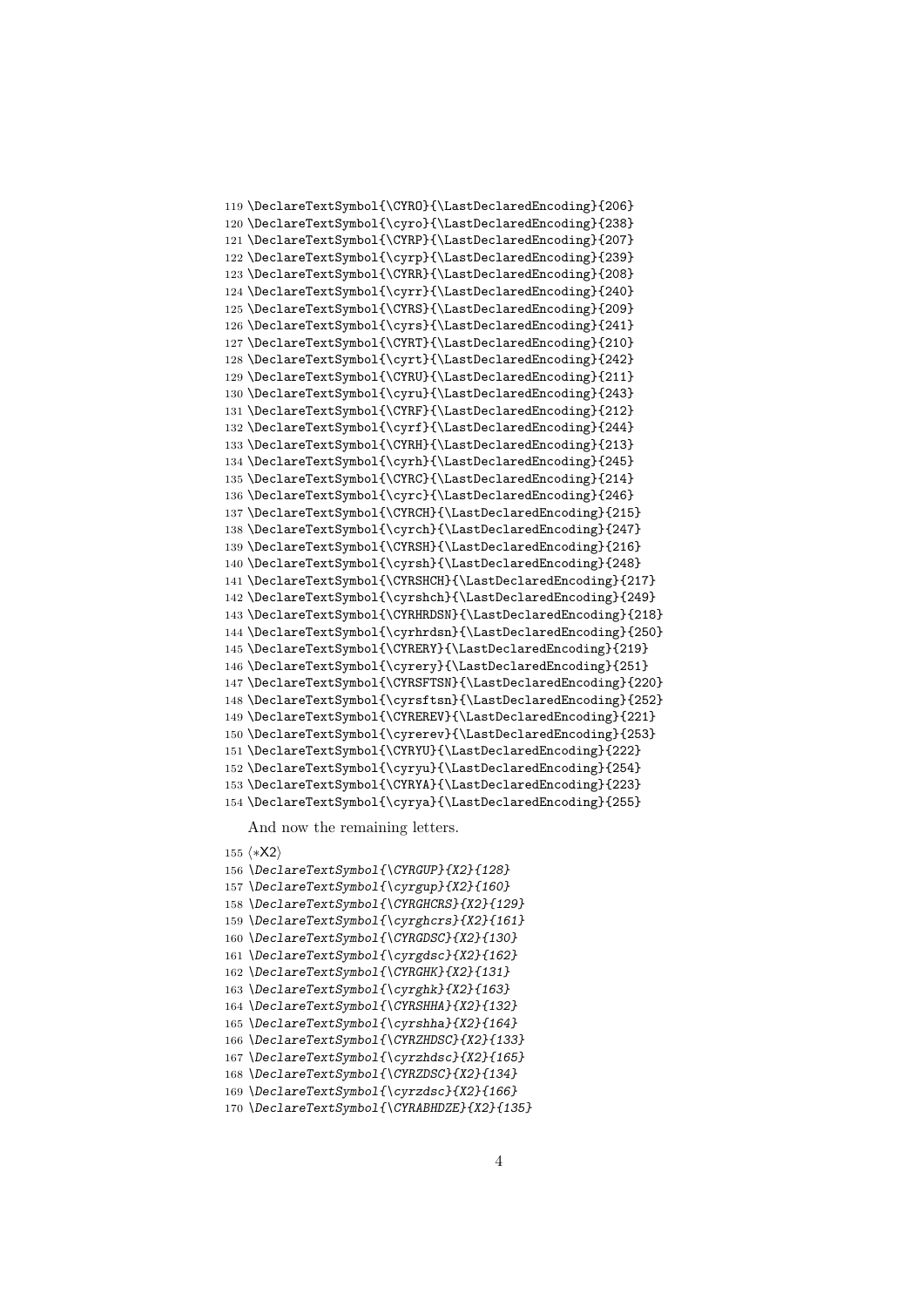```
119 \DeclareTextSymbol{\CYRO}{\LastDeclaredEncoding}{206}
120 \DeclareTextSymbol{\cyro}{\LastDeclaredEncoding}{238}
121 \DeclareTextSymbol{\CYRP}{\LastDeclaredEncoding}{207}
122 \DeclareTextSymbol{\cyrp}{\LastDeclaredEncoding}{239}
123 \DeclareTextSymbol{\CYRR}{\LastDeclaredEncoding}{208}
124 \DeclareTextSymbol{\cyrr}{\LastDeclaredEncoding}{240}
125 \DeclareTextSymbol{\CYRS}{\LastDeclaredEncoding}{209}
126 \DeclareTextSymbol{\cyrs}{\LastDeclaredEncoding}{241}
127 \DeclareTextSymbol{\CYRT}{\LastDeclaredEncoding}{210}
128 \DeclareTextSymbol{\cyrt}{\LastDeclaredEncoding}{242}
129 \DeclareTextSymbol{\CYRU}{\LastDeclaredEncoding}{211}
130 \DeclareTextSymbol{\cyru}{\LastDeclaredEncoding}{243}
131 \DeclareTextSymbol{\CYRF}{\LastDeclaredEncoding}{212}
132 \DeclareTextSymbol{\cyrf}{\LastDeclaredEncoding}{244}
133 \DeclareTextSymbol{\CYRH}{\LastDeclaredEncoding}{213}
134 \DeclareTextSymbol{\cyrh}{\LastDeclaredEncoding}{245}
135 \DeclareTextSymbol{\CYRC}{\LastDeclaredEncoding}{214}
136 \DeclareTextSymbol{\cyrc}{\LastDeclaredEncoding}{246}
137 \DeclareTextSymbol{\CYRCH}{\LastDeclaredEncoding}{215}
138 \DeclareTextSymbol{\cyrch}{\LastDeclaredEncoding}{247}
139 \DeclareTextSymbol{\CYRSH}{\LastDeclaredEncoding}{216}
140 \DeclareTextSymbol{\cyrsh}{\LastDeclaredEncoding}{248}
141 \DeclareTextSymbol{\CYRSHCH}{\LastDeclaredEncoding}{217}
142 \DeclareTextSymbol{\cyrshch}{\LastDeclaredEncoding}{249}
143 \DeclareTextSymbol{\CYRHRDSN}{\LastDeclaredEncoding}{218}
144 \DeclareTextSymbol{\cyrhrdsn}{\LastDeclaredEncoding}{250}
145 \DeclareTextSymbol{\CYRERY}{\LastDeclaredEncoding}{219}
146 \DeclareTextSymbol{\cyrery}{\LastDeclaredEncoding}{251}
147 \DeclareTextSymbol{\CYRSFTSN}{\LastDeclaredEncoding}{220}
148 \DeclareTextSymbol{\cyrsftsn}{\LastDeclaredEncoding}{252}
149 \DeclareTextSymbol{\CYREREV}{\LastDeclaredEncoding}{221}
150 \DeclareTextSymbol{\cyrerev}{\LastDeclaredEncoding}{253}
151 \DeclareTextSymbol{\CYRYU}{\LastDeclaredEncoding}{222}
152 \DeclareTextSymbol{\cyryu}{\LastDeclaredEncoding}{254}
153 \DeclareTextSymbol{\CYRYA}{\LastDeclaredEncoding}{223}
154 \DeclareTextSymbol{\cyrya}{\LastDeclaredEncoding}{255}
```

And now the remaining letters.

```
155 ⟨*X2⟩
156 \DeclareTextSymbol{\CYRGUP}{X2}{128}
157 \DeclareTextSymbol{\cyrgup}{X2}{160}
158 \DeclareTextSymbol{\CYRGHCRS}{X2}{129}
159 \DeclareTextSymbol{\cyrghcrs}{X2}{161}
160 \DeclareTextSymbol{\CYRGDSC}{X2}{130}
161 \DeclareTextSymbol{\cyrgdsc}{X2}{162}
162 \DeclareTextSymbol{\CYRGHK}{X2}{131}
163 \DeclareTextSymbol{\cyrghk}{X2}{163}
164 \DeclareTextSymbol{\CYRSHHA}{X2}{132}
165 \DeclareTextSymbol{\cyrshha}{X2}{164}
166 \DeclareTextSymbol{\CYRZHDSC}{X2}{133}
167 \DeclareTextSymbol{\cyrzhdsc}{X2}{165}
168 \DeclareTextSymbol{\CYRZDSC}{X2}{134}
169 \DeclareTextSymbol{\cyrzdsc}{X2}{166}
170 \DeclareTextSymbol{\CYRABHDZE}{X2}{135}
```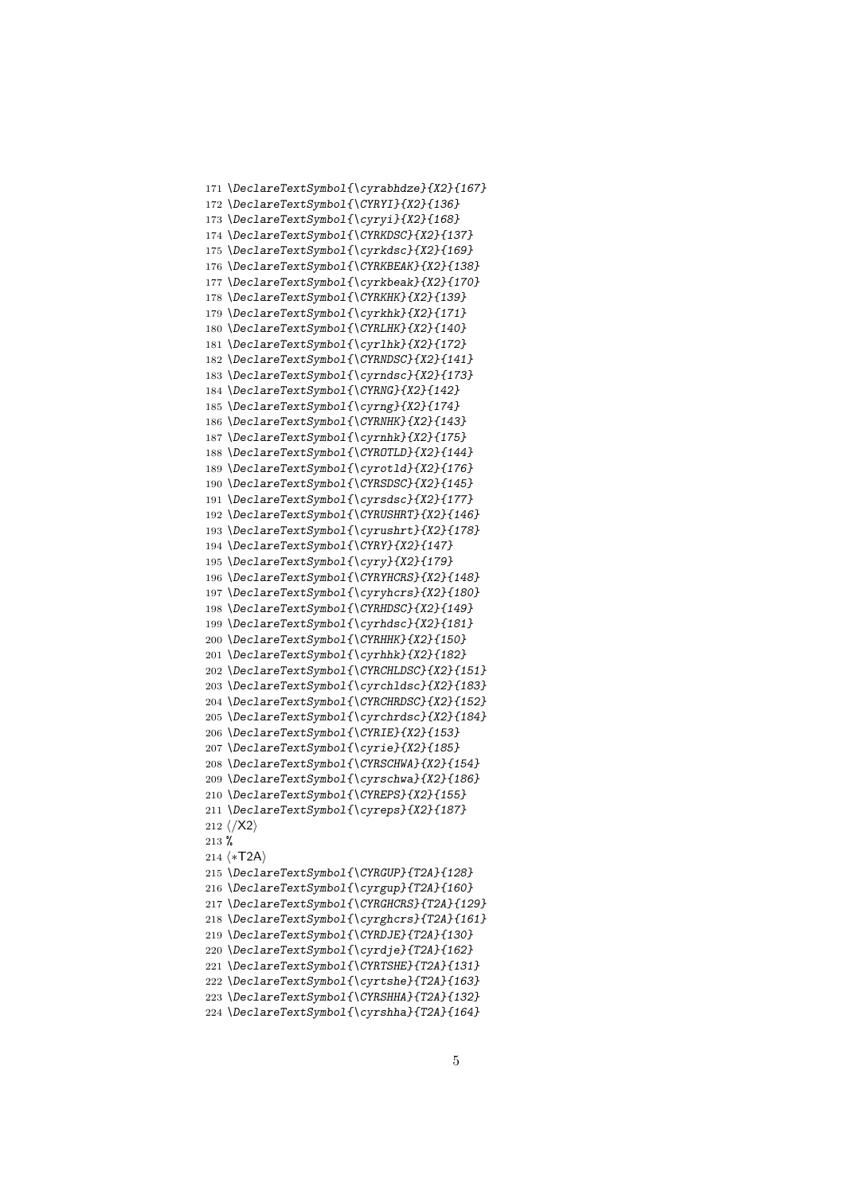```
171 \DeclareTextSymbol{\cyrabhdze}{X2}{167}
172 \DeclareTextSymbol{\CYRYI}{X2}{136}
173 \DeclareTextSymbol{\cyryi}{X2}{168}
174 \DeclareTextSymbol{\CYRKDSC}{X2}{137}
175 \DeclareTextSymbol{\cyrkdsc}{X2}{169}
176 \DeclareTextSymbol{\CYRKBEAK}{X2}{138}
177 \DeclareTextSymbol{\cyrkbeak}{X2}{170}
178 \DeclareTextSymbol{\CYRKHK}{X2}{139}
179 \DeclareTextSymbol{\cyrkhk}{X2}{171}
180 \DeclareTextSymbol{\CYRLHK}{X2}{140}
181 \DeclareTextSymbol{\cyrlhk}{X2}{172}
182 \DeclareTextSymbol{\CYRNDSC}{X2}{141}
183 \DeclareTextSymbol{\cyrndsc}{X2}{173}
184 \DeclareTextSymbol{\CYRNG}{X2}{142}
185 \DeclareTextSymbol{\cyrng}{X2}{174}
186 \DeclareTextSymbol{\CYRNHK}{X2}{143}
187 \DeclareTextSymbol{\cyrnhk}{X2}{175}
188 \DeclareTextSymbol{\CYROTLD}{X2}{144}
189 \DeclareTextSymbol{\cyrotld}{X2}{176}
190 \DeclareTextSymbol{\CYRSDSC}{X2}{145}
191 \DeclareTextSymbol{\cyrsdsc}{X2}{177}
192 \DeclareTextSymbol{\CYRUSHRT}{X2}{146}
193 \DeclareTextSymbol{\cyrushrt}{X2}{178}
194 \DeclareTextSymbol{\CYRY}{X2}{147}
195 \DeclareTextSymbol{\cyry}{X2}{179}
196 \DeclareTextSymbol{\CYRYHCRS}{X2}{148}
197 \DeclareTextSymbol{\cyryhcrs}{X2}{180}
198 \DeclareTextSymbol{\CYRHDSC}{X2}{149}
199 \DeclareTextSymbol{\cyrhdsc}{X2}{181}
200 \DeclareTextSymbol{\CYRHHK}{X2}{150}
201 \DeclareTextSymbol{\cyrhhk}{X2}{182}
202 \DeclareTextSymbol{\CYRCHLDSC}{X2}{151}
203 \DeclareTextSymbol{\cyrchldsc}{X2}{183}
204 \DeclareTextSymbol{\CYRCHRDSC}{X2}{152}
205 \DeclareTextSymbol{\cyrchrdsc}{X2}{184}
206 \DeclareTextSymbol{\CYRIE}{X2}{153}
207 \DeclareTextSymbol{\cyrie}{X2}{185}
208 \DeclareTextSymbol{\CYRSCHWA}{X2}{154}
209 \DeclareTextSymbol{\cyrschwa}{X2}{186}
210 \DeclareTextSymbol{\CYREPS}{X2}{155}
211 \DeclareTextSymbol{\cyreps}{X2}{187}
212 ⟨/X2⟩
213 %
214 ⟨*T2A⟩
215 \DeclareTextSymbol{\CYRGUP}{T2A}{128}
216 \DeclareTextSymbol{\cyrgup}{T2A}{160}
217 \DeclareTextSymbol{\CYRGHCRS}{T2A}{129}
218 \DeclareTextSymbol{\cyrghcrs}{T2A}{161}
219 \DeclareTextSymbol{\CYRDJE}{T2A}{130}
220 \DeclareTextSymbol{\cyrdje}{T2A}{162}
221 \DeclareTextSymbol{\CYRTSHE}{T2A}{131}
222 \DeclareTextSymbol{\cyrtshe}{T2A}{163}
223 \DeclareTextSymbol{\CYRSHHA}{T2A}{132}
224 \DeclareTextSymbol{\cyrshha}{T2A}{164}
```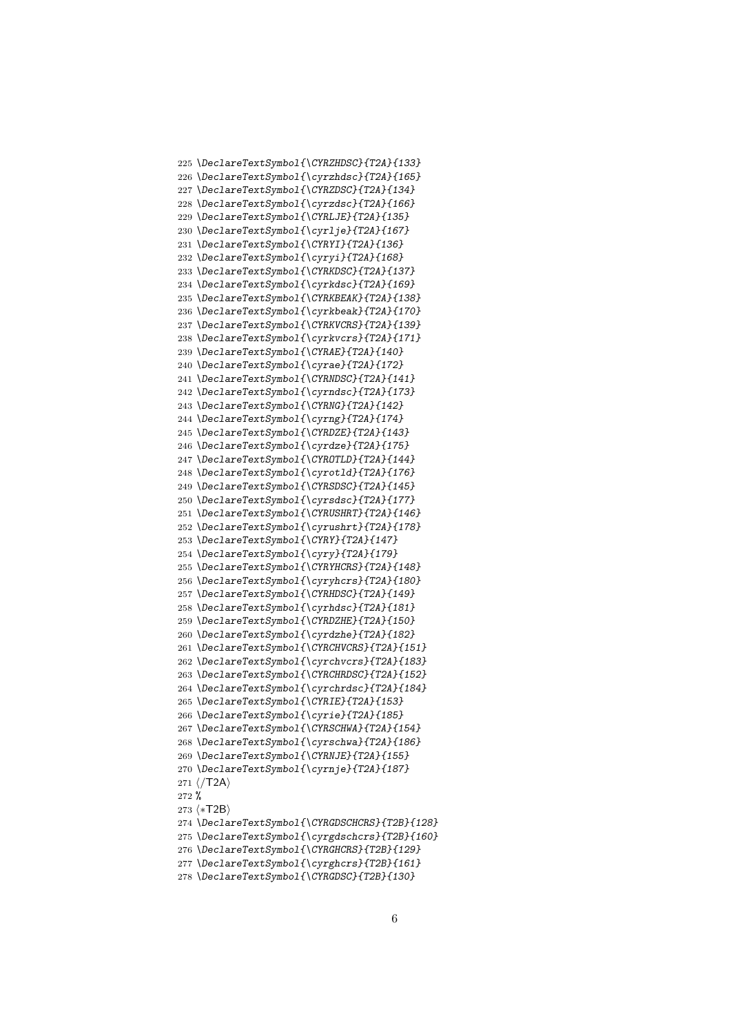```
225 \DeclareTextSymbol{\CYRZHDSC}{T2A}{133}
226 \DeclareTextSymbol{\cyrzhdsc}{T2A}{165}
227 \DeclareTextSymbol{\CYRZDSC}{T2A}{134}
228 \DeclareTextSymbol{\cyrzdsc}{T2A}{166}
229 \DeclareTextSymbol{\CYRLJE}{T2A}{135}
230 \DeclareTextSymbol{\cyrlje}{T2A}{167}
231 \DeclareTextSymbol{\CYRYI}{T2A}{136}
232 \DeclareTextSymbol{\cyryi}{T2A}{168}
233 \DeclareTextSymbol{\CYRKDSC}{T2A}{137}
234 \DeclareTextSymbol{\cyrkdsc}{T2A}{169}
235 \DeclareTextSymbol{\CYRKBEAK}{T2A}{138}
236 \DeclareTextSymbol{\cyrkbeak}{T2A}{170}
237 \DeclareTextSymbol{\CYRKVCRS}{T2A}{139}
238 \DeclareTextSymbol{\cyrkvcrs}{T2A}{171}
239 \DeclareTextSymbol{\CYRAE}{T2A}{140}
240 \DeclareTextSymbol{\cyrae}{T2A}{172}
241 \DeclareTextSymbol{\CYRNDSC}{T2A}{141}
242 \DeclareTextSymbol{\cyrndsc}{T2A}{173}
243 \DeclareTextSymbol{\CYRNG}{T2A}{142}
244 \DeclareTextSymbol{\cyrng}{T2A}{174}
245 \DeclareTextSymbol{\CYRDZE}{T2A}{143}
246 \DeclareTextSymbol{\cyrdze}{T2A}{175}
247 \DeclareTextSymbol{\CYROTLD}{T2A}{144}
248 \DeclareTextSymbol{\cyrotld}{T2A}{176}
249 \DeclareTextSymbol{\CYRSDSC}{T2A}{145}
250 \DeclareTextSymbol{\cyrsdsc}{T2A}{177}
251 \DeclareTextSymbol{\CYRUSHRT}{T2A}{146}
252 \DeclareTextSymbol{\cyrushrt}{T2A}{178}
253 \DeclareTextSymbol{\CYRY}{T2A}{147}
254 \DeclareTextSymbol{\cyry}{T2A}{179}
255 \DeclareTextSymbol{\CYRYHCRS}{T2A}{148}
256 \DeclareTextSymbol{\cyryhcrs}{T2A}{180}
257 \DeclareTextSymbol{\CYRHDSC}{T2A}{149}
258 \DeclareTextSymbol{\cyrhdsc}{T2A}{181}
259 \DeclareTextSymbol{\CYRDZHE}{T2A}{150}
260 \DeclareTextSymbol{\cyrdzhe}{T2A}{182}
261 \DeclareTextSymbol{\CYRCHVCRS}{T2A}{151}
262 \DeclareTextSymbol{\cyrchvcrs}{T2A}{183}
263 \DeclareTextSymbol{\CYRCHRDSC}{T2A}{152}
264 \DeclareTextSymbol{\cyrchrdsc}{T2A}{184}
265 \DeclareTextSymbol{\CYRIE}{T2A}{153}
266 \DeclareTextSymbol{\cyrie}{T2A}{185}
267 \DeclareTextSymbol{\CYRSCHWA}{T2A}{154}
268 \DeclareTextSymbol{\cyrschwa}{T2A}{186}
269 \DeclareTextSymbol{\CYRNJE}{T2A}{155}
270 \DeclareTextSymbol{\cyrnje}{T2A}{187}
271 ⟨/T2A⟩
272 %
273 ⟨*T2B⟩
274 \DeclareTextSymbol{\CYRGDSCHCRS}{T2B}{128}
275 \DeclareTextSymbol{\cyrgdschcrs}{T2B}{160}
276 \DeclareTextSymbol{\CYRGHCRS}{T2B}{129}
277 \DeclareTextSymbol{\cyrghcrs}{T2B}{161}
278 \DeclareTextSymbol{\CYRGDSC}{T2B}{130}
```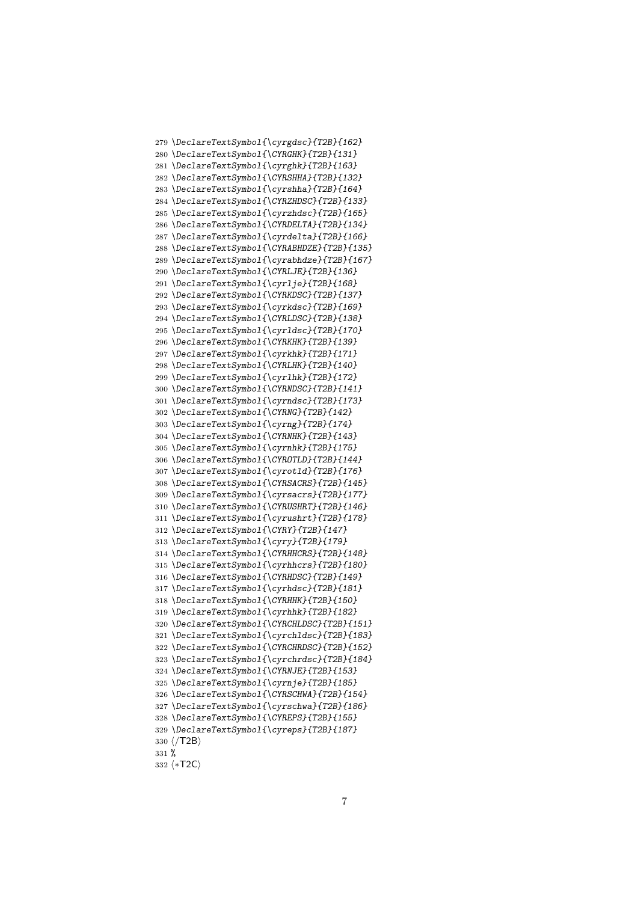```
279 \DeclareTextSymbol{\cyrgdsc}{T2B}{162}
280 \DeclareTextSymbol{\CYRGHK}{T2B}{131}
281 \DeclareTextSymbol{\cyrghk}{T2B}{163}
282 \DeclareTextSymbol{\CYRSHHA}{T2B}{132}
283 \DeclareTextSymbol{\cyrshha}{T2B}{164}
284 \DeclareTextSymbol{\CYRZHDSC}{T2B}{133}
285 \DeclareTextSymbol{\cyrzhdsc}{T2B}{165}
286 \DeclareTextSymbol{\CYRDELTA}{T2B}{134}
287 \DeclareTextSymbol{\cyrdelta}{T2B}{166}
288 \DeclareTextSymbol{\CYRABHDZE}{T2B}{135}
289 \DeclareTextSymbol{\cyrabhdze}{T2B}{167}
290 \DeclareTextSymbol{\CYRLJE}{T2B}{136}
291 \DeclareTextSymbol{\cyrlje}{T2B}{168}
292 \DeclareTextSymbol{\CYRKDSC}{T2B}{137}
293 \DeclareTextSymbol{\cyrkdsc}{T2B}{169}
294 \DeclareTextSymbol{\CYRLDSC}{T2B}{138}
295 \DeclareTextSymbol{\cyrldsc}{T2B}{170}
296 \DeclareTextSymbol{\CYRKHK}{T2B}{139}
297 \DeclareTextSymbol{\cyrkhk}{T2B}{171}
298 \DeclareTextSymbol{\CYRLHK}{T2B}{140}
299 \DeclareTextSymbol{\cyrlhk}{T2B}{172}
300 \DeclareTextSymbol{\CYRNDSC}{T2B}{141}
301 \DeclareTextSymbol{\cyrndsc}{T2B}{173}
302 \DeclareTextSymbol{\CYRNG}{T2B}{142}
303 \DeclareTextSymbol{\cyrng}{T2B}{174}
304 \DeclareTextSymbol{\CYRNHK}{T2B}{143}
305 \DeclareTextSymbol{\cyrnhk}{T2B}{175}
306 \DeclareTextSymbol{\CYROTLD}{T2B}{144}
307 \DeclareTextSymbol{\cyrotld}{T2B}{176}
308 \DeclareTextSymbol{\CYRSACRS}{T2B}{145}
309 \DeclareTextSymbol{\cyrsacrs}{T2B}{177}
310 \DeclareTextSymbol{\CYRUSHRT}{T2B}{146}
311 \DeclareTextSymbol{\cyrushrt}{T2B}{178}
312 \DeclareTextSymbol{\CYRY}{T2B}{147}
313 \DeclareTextSymbol{\cyry}{T2B}{179}
314 \DeclareTextSymbol{\CYRHHCRS}{T2B}{148}
315 \DeclareTextSymbol{\cyrhhcrs}{T2B}{180}
316 \DeclareTextSymbol{\CYRHDSC}{T2B}{149}
317 \DeclareTextSymbol{\cyrhdsc}{T2B}{181}
318 \DeclareTextSymbol{\CYRHHK}{T2B}{150}
319 \DeclareTextSymbol{\cyrhhk}{T2B}{182}
320 \DeclareTextSymbol{\CYRCHLDSC}{T2B}{151}
321 \DeclareTextSymbol{\cyrchldsc}{T2B}{183}
322 \DeclareTextSymbol{\CYRCHRDSC}{T2B}{152}
323 \DeclareTextSymbol{\cyrchrdsc}{T2B}{184}
324 \DeclareTextSymbol{\CYRNJE}{T2B}{153}
325 \DeclareTextSymbol{\cyrnje}{T2B}{185}
326 \DeclareTextSymbol{\CYRSCHWA}{T2B}{154}
327 \DeclareTextSymbol{\cyrschwa}{T2B}{186}
328 \DeclareTextSymbol{\CYREPS}{T2B}{155}
329 \DeclareTextSymbol{\cyreps}{T2B}{187}
330 </T2B>
331 %
332 <*T2C>
```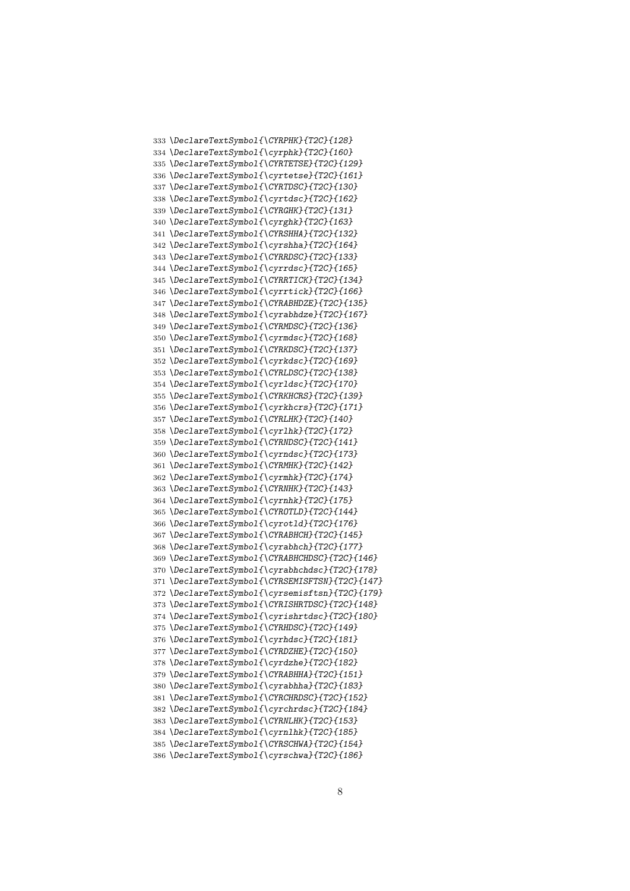```
333 \DeclareTextSymbol{\CYRPHK}{T2C}{128}
334 \DeclareTextSymbol{\cyrphk}{T2C}{160}
335 \DeclareTextSymbol{\CYRTETSE}{T2C}{129}
336 \DeclareTextSymbol{\cyrtetse}{T2C}{161}
337 \DeclareTextSymbol{\CYRTDSC}{T2C}{130}
338 \DeclareTextSymbol{\cyrtdsc}{T2C}{162}
339 \DeclareTextSymbol{\CYRGHK}{T2C}{131}
340 \DeclareTextSymbol{\cyrghk}{T2C}{163}
341 \DeclareTextSymbol{\CYRSHHA}{T2C}{132}
342 \DeclareTextSymbol{\cyrshha}{T2C}{164}
343 \DeclareTextSymbol{\CYRRDSC}{T2C}{133}
344 \DeclareTextSymbol{\cyrrdsc}{T2C}{165}
345 \DeclareTextSymbol{\CYRRTICK}{T2C}{134}
346 \DeclareTextSymbol{\cyrrtick}{T2C}{166}
347 \DeclareTextSymbol{\CYRABHDZE}{T2C}{135}
348 \DeclareTextSymbol{\cyrabhdze}{T2C}{167}
349 \DeclareTextSymbol{\CYRMDSC}{T2C}{136}
350 \DeclareTextSymbol{\cyrmdsc}{T2C}{168}
351 \DeclareTextSymbol{\CYRKDSC}{T2C}{137}
352 \DeclareTextSymbol{\cyrkdsc}{T2C}{169}
353 \DeclareTextSymbol{\CYRLDSC}{T2C}{138}
354 \DeclareTextSymbol{\cyrldsc}{T2C}{170}
355 \DeclareTextSymbol{\CYRKHCRS}{T2C}{139}
356 \DeclareTextSymbol{\cyrkhcrs}{T2C}{171}
357 \DeclareTextSymbol{\CYRLHK}{T2C}{140}
358 \DeclareTextSymbol{\cyrlhk}{T2C}{172}
359 \DeclareTextSymbol{\CYRNDSC}{T2C}{141}
360 \DeclareTextSymbol{\cyrndsc}{T2C}{173}
361 \DeclareTextSymbol{\CYRMHK}{T2C}{142}
362 \DeclareTextSymbol{\cyrmhk}{T2C}{174}
363 \DeclareTextSymbol{\CYRNHK}{T2C}{143}
364 \DeclareTextSymbol{\cyrnhk}{T2C}{175}
365 \DeclareTextSymbol{\CYROTLD}{T2C}{144}
366 \DeclareTextSymbol{\cyrotld}{T2C}{176}
367 \DeclareTextSymbol{\CYRABHCH}{T2C}{145}
368 \DeclareTextSymbol{\cyrabhch}{T2C}{177}
369 \DeclareTextSymbol{\CYRABHCHDSC}{T2C}{146}
370 \DeclareTextSymbol{\cyrabhchdsc}{T2C}{178}
371 \DeclareTextSymbol{\CYRSEMISFTSN}{T2C}{147}
372 \DeclareTextSymbol{\cyrsemisftsn}{T2C}{179}
373 \DeclareTextSymbol{\CYRISHRTDSC}{T2C}{148}
374 \DeclareTextSymbol{\cyrishrtdsc}{T2C}{180}
375 \DeclareTextSymbol{\CYRHDSC}{T2C}{149}
376 \DeclareTextSymbol{\cyrhdsc}{T2C}{181}
377 \DeclareTextSymbol{\CYRDZHE}{T2C}{150}
378 \DeclareTextSymbol{\cyrdzhe}{T2C}{182}
379 \DeclareTextSymbol{\CYRABHHA}{T2C}{151}
380 \DeclareTextSymbol{\cyrabhha}{T2C}{183}
381 \DeclareTextSymbol{\CYRCHRDSC}{T2C}{152}
382 \DeclareTextSymbol{\cyrchrdsc}{T2C}{184}
383 \DeclareTextSymbol{\CYRNLHK}{T2C}{153}
384 \DeclareTextSymbol{\cyrnlhk}{T2C}{185}
385 \DeclareTextSymbol{\CYRSCHWA}{T2C}{154}
386 \DeclareTextSymbol{\cyrschwa}{T2C}{186}
```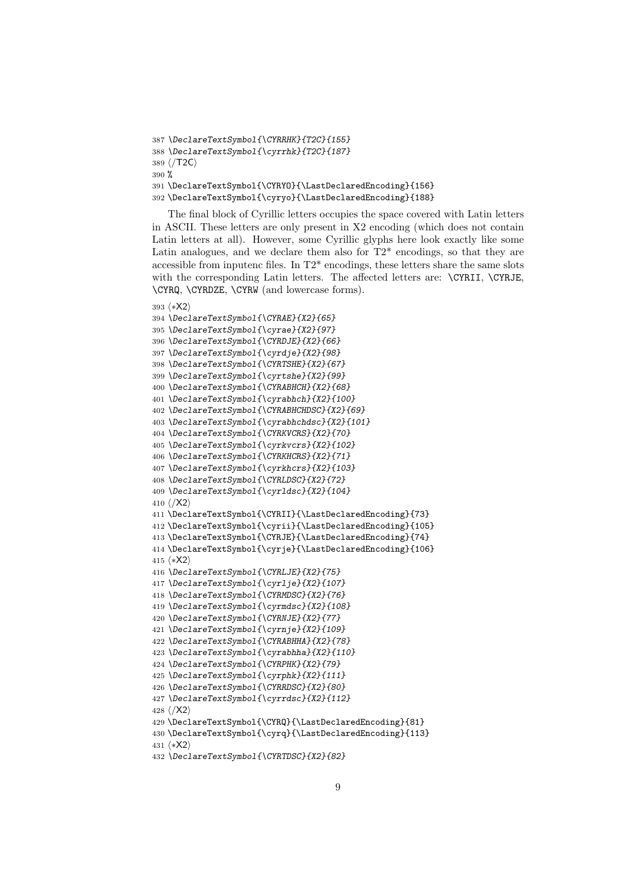```
387 \DeclareTextSymbol{\CYRRHK}{T2C}{155}
388 \DeclareTextSymbol{\cyrrhk}{T2C}{187}
389 </T2C>
390 %
391 \DeclareTextSymbol{\CYRYO}{\LastDeclaredEncoding}{156}
392 \DeclareTextSymbol{\cyryo}{\LastDeclaredEncoding}{188}
```

The final block of Cyrillic letters occupies the space covered with Latin letters in ASCII. These letters are only present in X2 encoding (which does not contain Latin letters at all). However, some Cyrillic glyphs here look exactly like some Latin analogues, and we declare them also for T2* encodings, so that they are accessible from inputenc files. In T2* encodings, these letters share the same slots with the corresponding Latin letters. The affected letters are: `\CYRII`, `\CYRJE`, `\CYRQ`, `\CYRDZE`, `\CYRW` (and lowercase forms).

```
393 <*X2>
394 \DeclareTextSymbol{\CYRAE}{X2}{65}
395 \DeclareTextSymbol{\cyrae}{X2}{97}
396 \DeclareTextSymbol{\CYRDJE}{X2}{66}
397 \DeclareTextSymbol{\cyrdje}{X2}{98}
398 \DeclareTextSymbol{\CYRTSHE}{X2}{67}
399 \DeclareTextSymbol{\cyrtshe}{X2}{99}
400 \DeclareTextSymbol{\CYRABHCH}{X2}{68}
401 \DeclareTextSymbol{\cyrabhch}{X2}{100}
402 \DeclareTextSymbol{\CYRABHCHDSC}{X2}{69}
403 \DeclareTextSymbol{\cyrabhchdsc}{X2}{101}
404 \DeclareTextSymbol{\CYRKVCRS}{X2}{70}
405 \DeclareTextSymbol{\cyrkvcrs}{X2}{102}
406 \DeclareTextSymbol{\CYRKHCRS}{X2}{71}
407 \DeclareTextSymbol{\cyrkhcrs}{X2}{103}
408 \DeclareTextSymbol{\CYRLDSC}{X2}{72}
409 \DeclareTextSymbol{\cyrldsc}{X2}{104}
410 </X2>
411 \DeclareTextSymbol{\CYRII}{\LastDeclaredEncoding}{73}
412 \DeclareTextSymbol{\cyrii}{\LastDeclaredEncoding}{105}
413 \DeclareTextSymbol{\CYRJE}{\LastDeclaredEncoding}{74}
414 \DeclareTextSymbol{\cyrje}{\LastDeclaredEncoding}{106}
415 <*X2>
416 \DeclareTextSymbol{\CYRLJE}{X2}{75}
417 \DeclareTextSymbol{\cyrlje}{X2}{107}
418 \DeclareTextSymbol{\CYRMDSC}{X2}{76}
419 \DeclareTextSymbol{\cyrmdsc}{X2}{108}
420 \DeclareTextSymbol{\CYRNJE}{X2}{77}
421 \DeclareTextSymbol{\cyrnje}{X2}{109}
422 \DeclareTextSymbol{\CYRABHHA}{X2}{78}
423 \DeclareTextSymbol{\cyrabhha}{X2}{110}
424 \DeclareTextSymbol{\CYRPHK}{X2}{79}
425 \DeclareTextSymbol{\cyrphk}{X2}{111}
426 \DeclareTextSymbol{\CYRRDSC}{X2}{80}
427 \DeclareTextSymbol{\cyrrdsc}{X2}{112}
428 </X2>
429 \DeclareTextSymbol{\CYRQ}{\LastDeclaredEncoding}{81}
430 \DeclareTextSymbol{\cyrq}{\LastDeclaredEncoding}{113}
431 <*X2>
432 \DeclareTextSymbol{\CYRTDSC}{X2}{82}
```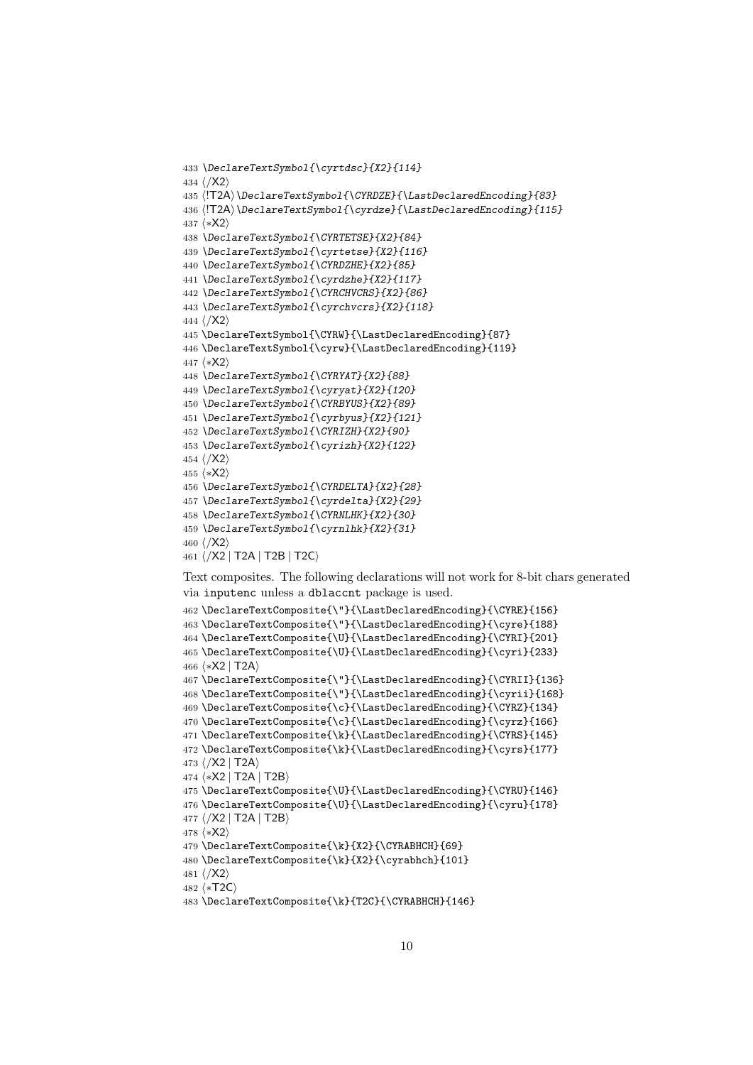```
433 \DeclareTextSymbol{\cyrtdsc}{X2}{114}
434 ⟨/X2⟩
435 ⟨!T2A⟩\DeclareTextSymbol{\CYRDZE}{\LastDeclaredEncoding}{83}
436 ⟨!T2A⟩\DeclareTextSymbol{\cyrdze}{\LastDeclaredEncoding}{115}
437 ⟨*X2⟩
438 \DeclareTextSymbol{\CYRTETSE}{X2}{84}
439 \DeclareTextSymbol{\cyrtetse}{X2}{116}
440 \DeclareTextSymbol{\CYRDZHE}{X2}{85}
441 \DeclareTextSymbol{\cyrdzhe}{X2}{117}
442 \DeclareTextSymbol{\CYRCHVCRS}{X2}{86}
443 \DeclareTextSymbol{\cyrchvcrs}{X2}{118}
444 ⟨/X2⟩
445 \DeclareTextSymbol{\CYRW}{\LastDeclaredEncoding}{87}
446 \DeclareTextSymbol{\cyrw}{\LastDeclaredEncoding}{119}
447 ⟨*X2⟩
448 \DeclareTextSymbol{\CYRYAT}{X2}{88}
449 \DeclareTextSymbol{\cyryat}{X2}{120}
450 \DeclareTextSymbol{\CYRBYUS}{X2}{89}
451 \DeclareTextSymbol{\cyrbyus}{X2}{121}
452 \DeclareTextSymbol{\CYRIZH}{X2}{90}
453 \DeclareTextSymbol{\cyrizh}{X2}{122}
454 ⟨/X2⟩
455 ⟨*X2⟩
456 \DeclareTextSymbol{\CYRDELTA}{X2}{28}
457 \DeclareTextSymbol{\cyrdelta}{X2}{29}
458 \DeclareTextSymbol{\CYRNLHK}{X2}{30}
459 \DeclareTextSymbol{\cyrnlhk}{X2}{31}
460 ⟨/X2⟩
461 ⟨/X2 | T2A | T2B | T2C⟩
```

Text composites. The following declarations will not work for 8-bit chars generated via `inputenc` unless a `dblaccnt` package is used.

```
462 \DeclareTextComposite{\"}{\LastDeclaredEncoding}{\CYRE}{156}
463 \DeclareTextComposite{\"}{\LastDeclaredEncoding}{\cyre}{188}
464 \DeclareTextComposite{\U}{\LastDeclaredEncoding}{\CYRI}{201}
465 \DeclareTextComposite{\U}{\LastDeclaredEncoding}{\cyri}{233}
466 ⟨*X2 | T2A⟩
467 \DeclareTextComposite{\"}{\LastDeclaredEncoding}{\CYRII}{136}
468 \DeclareTextComposite{\"}{\LastDeclaredEncoding}{\cyrii}{168}
469 \DeclareTextComposite{\c}{\LastDeclaredEncoding}{\CYRZ}{134}
470 \DeclareTextComposite{\c}{\LastDeclaredEncoding}{\cyrz}{166}
471 \DeclareTextComposite{\k}{\LastDeclaredEncoding}{\CYRS}{145}
472 \DeclareTextComposite{\k}{\LastDeclaredEncoding}{\cyrs}{177}
473 ⟨/X2 | T2A⟩
474 ⟨*X2 | T2A | T2B⟩
475 \DeclareTextComposite{\U}{\LastDeclaredEncoding}{\CYRU}{146}
476 \DeclareTextComposite{\U}{\LastDeclaredEncoding}{\cyru}{178}
477 ⟨/X2 | T2A | T2B⟩
478 ⟨*X2⟩
479 \DeclareTextComposite{\k}{X2}{\CYRABHCH}{69}
480 \DeclareTextComposite{\k}{X2}{\cyrabhch}{101}
481 ⟨/X2⟩
482 ⟨*T2C⟩
483 \DeclareTextComposite{\k}{T2C}{\CYRABHCH}{146}
```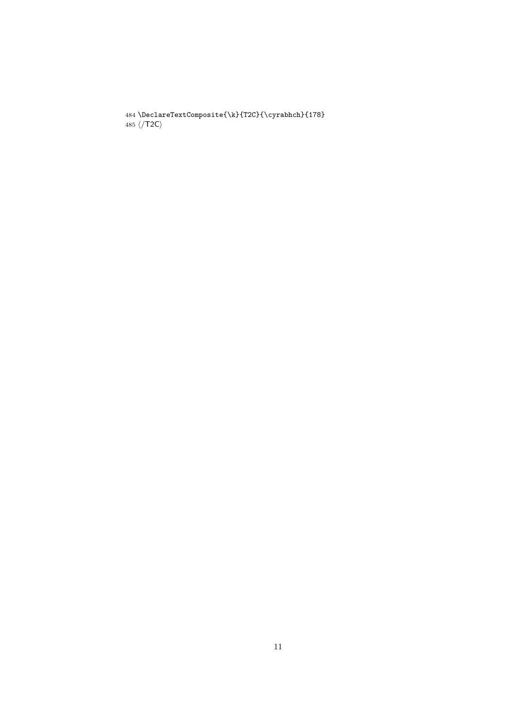```
484 \DeclareTextComposite{\k}{T2C}{\cyrabhch}{178}
485 ⟨/T2C⟩
```